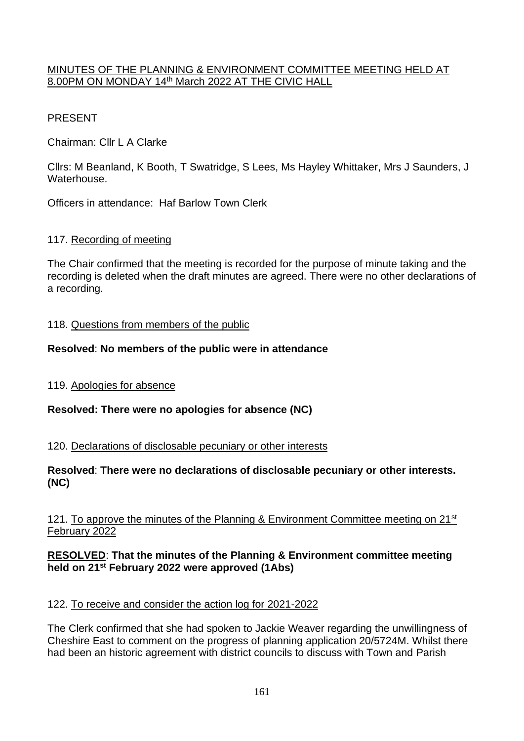MINUTES OF THE PLANNING & ENVIRONMENT COMMITTEE MEETING HELD AT 8.00PM ON MONDAY 14th March 2022 AT THE CIVIC HALL

PRESENT

Chairman: Cllr L A Clarke

Cllrs: M Beanland, K Booth, T Swatridge, S Lees, Ms Hayley Whittaker, Mrs J Saunders, J Waterhouse.

Officers in attendance: Haf Barlow Town Clerk

117. Recording of meeting

The Chair confirmed that the meeting is recorded for the purpose of minute taking and the recording is deleted when the draft minutes are agreed. There were no other declarations of a recording.

118. Questions from members of the public

**Resolved**: **No members of the public were in attendance**

119. Apologies for absence

**Resolved: There were no apologies for absence (NC)**

120. Declarations of disclosable pecuniary or other interests

**Resolved**: **There were no declarations of disclosable pecuniary or other interests. (NC)**

121. To approve the minutes of the Planning & Environment Committee meeting on 21st February 2022

**RESOLVED**: **That the minutes of the Planning & Environment committee meeting held on 21st February 2022 were approved (1Abs)**

122. To receive and consider the action log for 2021-2022

The Clerk confirmed that she had spoken to Jackie Weaver regarding the unwillingness of Cheshire East to comment on the progress of planning application 20/5724M. Whilst there had been an historic agreement with district councils to discuss with Town and Parish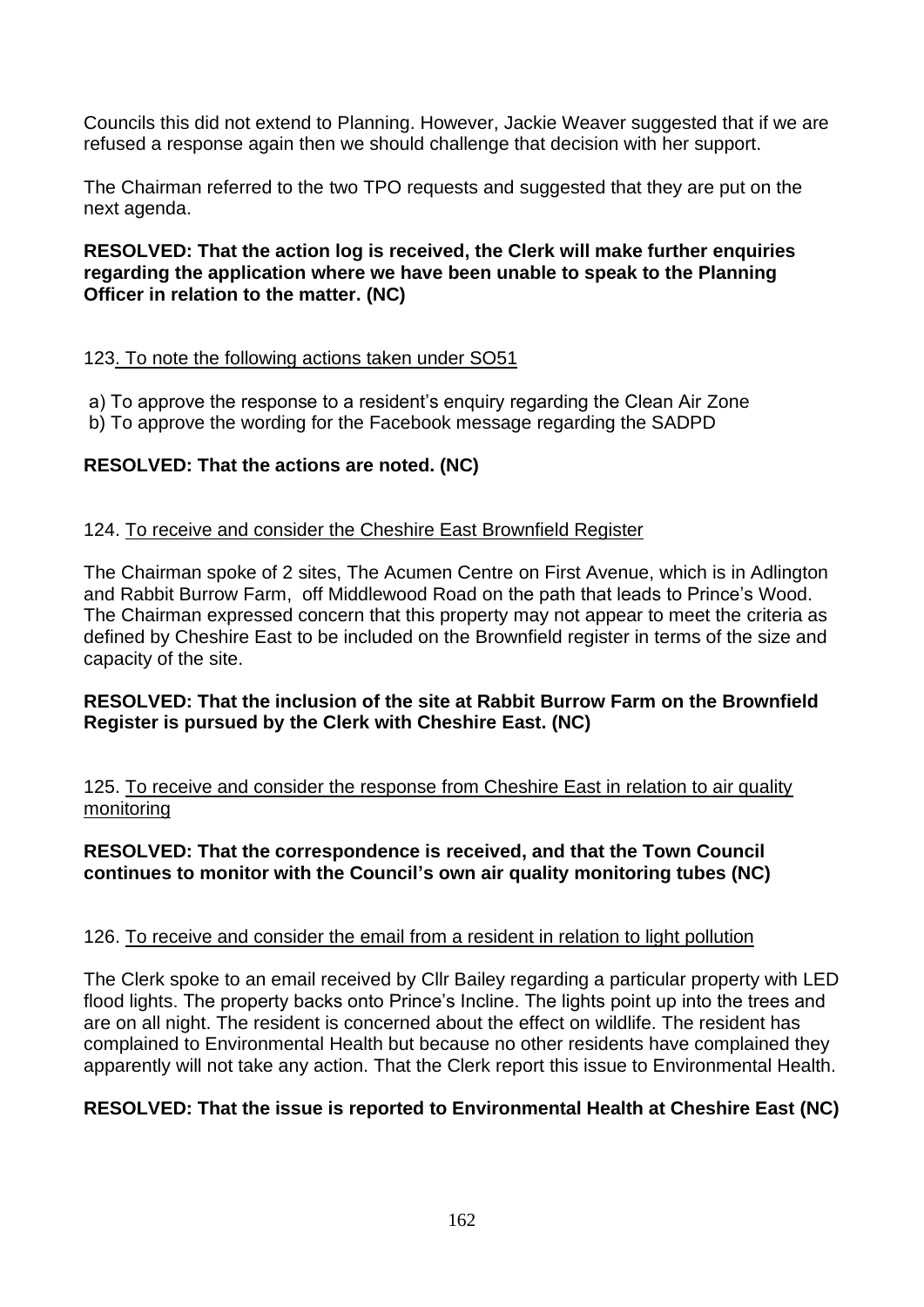Councils this did not extend to Planning. However, Jackie Weaver suggested that if we are refused a response again then we should challenge that decision with her support.

The Chairman referred to the two TPO requests and suggested that they are put on the next agenda.

**RESOLVED: That the action log is received, the Clerk will make further enquiries regarding the application where we have been unable to speak to the Planning Officer in relation to the matter. (NC)**

123. To note the following actions taken under SO51

a) To approve the response to a resident's enquiry regarding the Clean Air Zone
b) To approve the wording for the Facebook message regarding the SADPD

**RESOLVED: That the actions are noted. (NC)**

124. To receive and consider the Cheshire East Brownfield Register

The Chairman spoke of 2 sites, The Acumen Centre on First Avenue, which is in Adlington and Rabbit Burrow Farm, off Middlewood Road on the path that leads to Prince's Wood. The Chairman expressed concern that this property may not appear to meet the criteria as defined by Cheshire East to be included on the Brownfield register in terms of the size and capacity of the site.

**RESOLVED: That the inclusion of the site at Rabbit Burrow Farm on the Brownfield Register is pursued by the Clerk with Cheshire East. (NC)**

125. To receive and consider the response from Cheshire East in relation to air quality monitoring

**RESOLVED: That the correspondence is received, and that the Town Council continues to monitor with the Council's own air quality monitoring tubes (NC)**

126. To receive and consider the email from a resident in relation to light pollution

The Clerk spoke to an email received by Cllr Bailey regarding a particular property with LED flood lights. The property backs onto Prince's Incline. The lights point up into the trees and are on all night. The resident is concerned about the effect on wildlife. The resident has complained to Environmental Health but because no other residents have complained they apparently will not take any action. That the Clerk report this issue to Environmental Health.

**RESOLVED: That the issue is reported to Environmental Health at Cheshire East (NC)**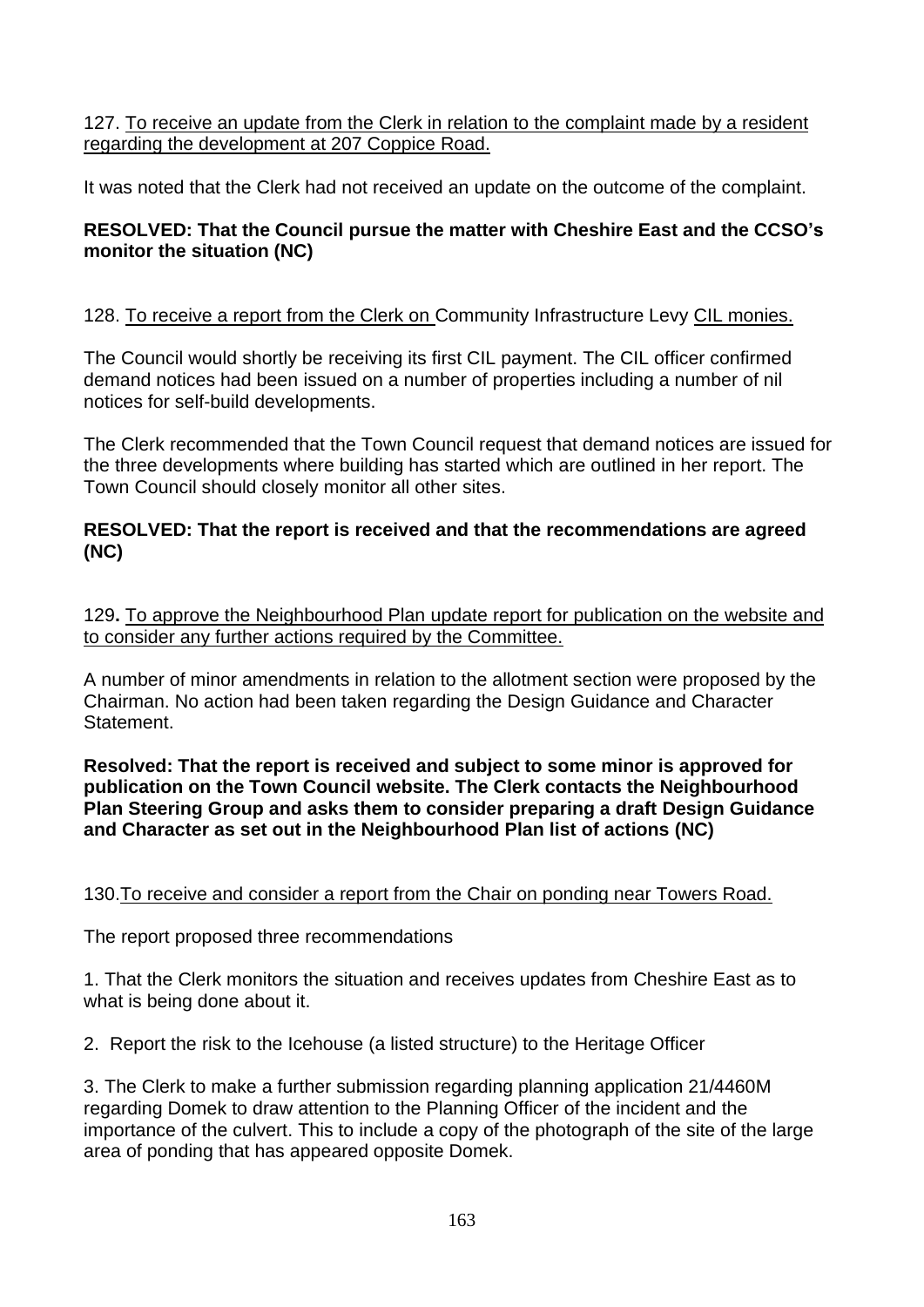127. To receive an update from the Clerk in relation to the complaint made by a resident regarding the development at 207 Coppice Road.

It was noted that the Clerk had not received an update on the outcome of the complaint.

**RESOLVED: That the Council pursue the matter with Cheshire East and the CCSO's monitor the situation (NC)**

128. To receive a report from the Clerk on Community Infrastructure Levy CIL monies.

The Council would shortly be receiving its first CIL payment. The CIL officer confirmed demand notices had been issued on a number of properties including a number of nil notices for self-build developments.

The Clerk recommended that the Town Council request that demand notices are issued for the three developments where building has started which are outlined in her report. The Town Council should closely monitor all other sites.

**RESOLVED: That the report is received and that the recommendations are agreed (NC)**

129. To approve the Neighbourhood Plan update report for publication on the website and to consider any further actions required by the Committee.

A number of minor amendments in relation to the allotment section were proposed by the Chairman. No action had been taken regarding the Design Guidance and Character Statement.

**Resolved: That the report is received and subject to some minor is approved for publication on the Town Council website. The Clerk contacts the Neighbourhood Plan Steering Group and asks them to consider preparing a draft Design Guidance and Character as set out in the Neighbourhood Plan list of actions (NC)**

130. To receive and consider a report from the Chair on ponding near Towers Road.

The report proposed three recommendations

1. That the Clerk monitors the situation and receives updates from Cheshire East as to what is being done about it.

2. Report the risk to the Icehouse (a listed structure) to the Heritage Officer

3. The Clerk to make a further submission regarding planning application 21/4460M regarding Domek to draw attention to the Planning Officer of the incident and the importance of the culvert. This to include a copy of the photograph of the site of the large area of ponding that has appeared opposite Domek.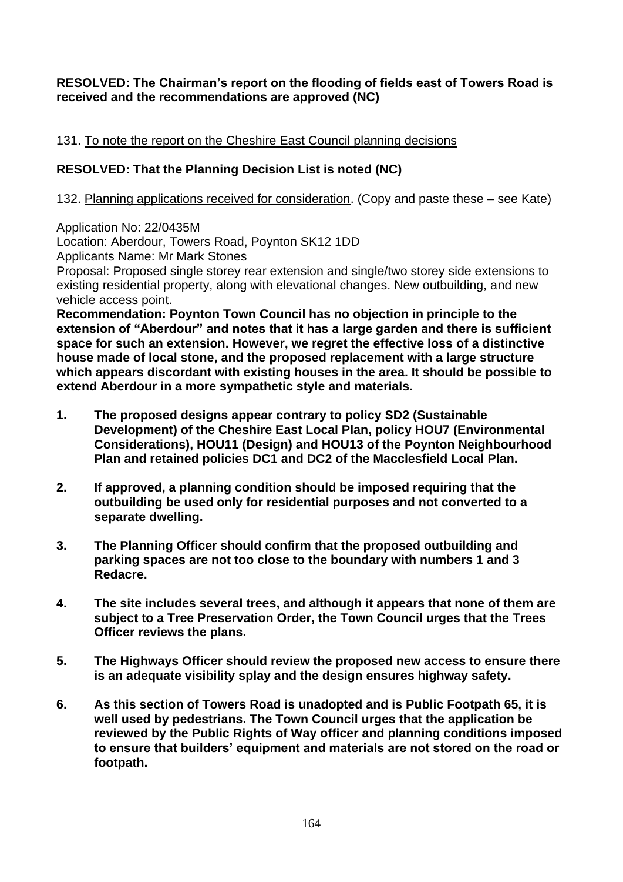**RESOLVED: The Chairman's report on the flooding of fields east of Towers Road is received and the recommendations are approved (NC)**

131. <u>To note the report on the Cheshire East Council planning decisions</u>

**RESOLVED: That the Planning Decision List is noted (NC)**

132. <u>Planning applications received for consideration</u>. (Copy and paste these – see Kate)

Application No: 22/0435M
Location: Aberdour, Towers Road, Poynton SK12 1DD
Applicants Name: Mr Mark Stones
Proposal: Proposed single storey rear extension and single/two storey side extensions to existing residential property, along with elevational changes. New outbuilding, and new vehicle access point.
**Recommendation: Poynton Town Council has no objection in principle to the extension of "Aberdour" and notes that it has a large garden and there is sufficient space for such an extension. However, we regret the effective loss of a distinctive house made of local stone, and the proposed replacement with a large structure which appears discordant with existing houses in the area. It should be possible to extend Aberdour in a more sympathetic style and materials.**

1. **The proposed designs appear contrary to policy SD2 (Sustainable Development) of the Cheshire East Local Plan, policy HOU7 (Environmental Considerations), HOU11 (Design) and HOU13 of the Poynton Neighbourhood Plan and retained policies DC1 and DC2 of the Macclesfield Local Plan.**

2. **If approved, a planning condition should be imposed requiring that the outbuilding be used only for residential purposes and not converted to a separate dwelling.**

3. **The Planning Officer should confirm that the proposed outbuilding and parking spaces are not too close to the boundary with numbers 1 and 3 Redacre.**

4. **The site includes several trees, and although it appears that none of them are subject to a Tree Preservation Order, the Town Council urges that the Trees Officer reviews the plans.**

5. **The Highways Officer should review the proposed new access to ensure there is an adequate visibility splay and the design ensures highway safety.**

6. **As this section of Towers Road is unadopted and is Public Footpath 65, it is well used by pedestrians. The Town Council urges that the application be reviewed by the Public Rights of Way officer and planning conditions imposed to ensure that builders' equipment and materials are not stored on the road or footpath.**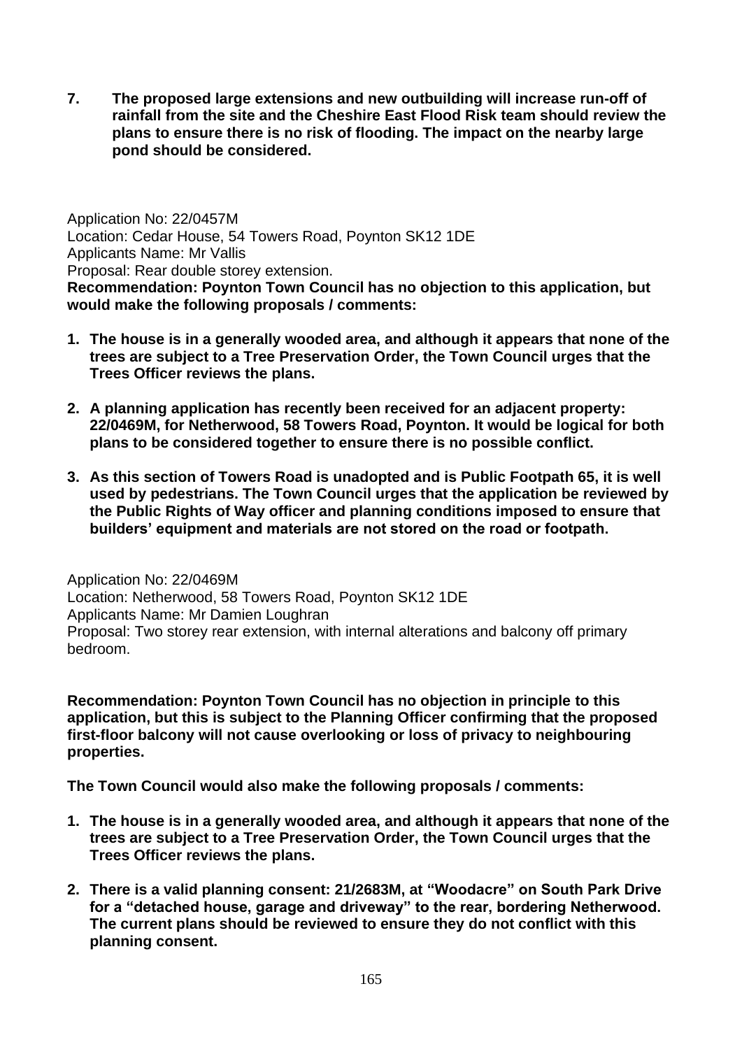7. **The proposed large extensions and new outbuilding will increase run-off of rainfall from the site and the Cheshire East Flood Risk team should review the plans to ensure there is no risk of flooding. The impact on the nearby large pond should be considered.**

Application No: 22/0457M
Location: Cedar House, 54 Towers Road, Poynton SK12 1DE
Applicants Name: Mr Vallis
Proposal: Rear double storey extension.
**Recommendation: Poynton Town Council has no objection to this application, but would make the following proposals / comments:**

1. **The house is in a generally wooded area, and although it appears that none of the trees are subject to a Tree Preservation Order, the Town Council urges that the Trees Officer reviews the plans.**
2. **A planning application has recently been received for an adjacent property: 22/0469M, for Netherwood, 58 Towers Road, Poynton. It would be logical for both plans to be considered together to ensure there is no possible conflict.**
3. **As this section of Towers Road is unadopted and is Public Footpath 65, it is well used by pedestrians. The Town Council urges that the application be reviewed by the Public Rights of Way officer and planning conditions imposed to ensure that builders' equipment and materials are not stored on the road or footpath.**

Application No: 22/0469M
Location: Netherwood, 58 Towers Road, Poynton SK12 1DE
Applicants Name: Mr Damien Loughran
Proposal: Two storey rear extension, with internal alterations and balcony off primary bedroom.

**Recommendation: Poynton Town Council has no objection in principle to this application, but this is subject to the Planning Officer confirming that the proposed first-floor balcony will not cause overlooking or loss of privacy to neighbouring properties.**

**The Town Council would also make the following proposals / comments:**

1. **The house is in a generally wooded area, and although it appears that none of the trees are subject to a Tree Preservation Order, the Town Council urges that the Trees Officer reviews the plans.**
2. **There is a valid planning consent: 21/2683M, at "Woodacre" on South Park Drive for a "detached house, garage and driveway" to the rear, bordering Netherwood. The current plans should be reviewed to ensure they do not conflict with this planning consent.**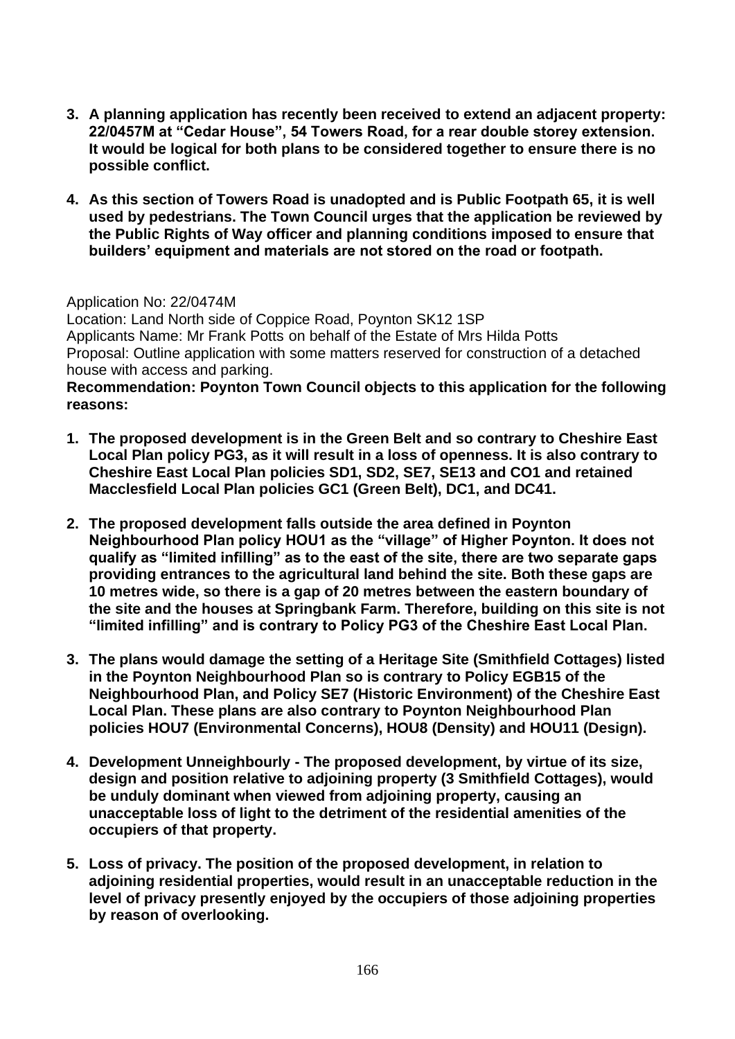3. **A planning application has recently been received to extend an adjacent property: 22/0457M at "Cedar House", 54 Towers Road, for a rear double storey extension. It would be logical for both plans to be considered together to ensure there is no possible conflict.**

4. **As this section of Towers Road is unadopted and is Public Footpath 65, it is well used by pedestrians. The Town Council urges that the application be reviewed by the Public Rights of Way officer and planning conditions imposed to ensure that builders' equipment and materials are not stored on the road or footpath.**

Application No: 22/0474M
Location: Land North side of Coppice Road, Poynton SK12 1SP
Applicants Name: Mr Frank Potts on behalf of the Estate of Mrs Hilda Potts
Proposal: Outline application with some matters reserved for construction of a detached house with access and parking.
**Recommendation: Poynton Town Council objects to this application for the following reasons:**

1. **The proposed development is in the Green Belt and so contrary to Cheshire East Local Plan policy PG3, as it will result in a loss of openness. It is also contrary to Cheshire East Local Plan policies SD1, SD2, SE7, SE13 and CO1 and retained Macclesfield Local Plan policies GC1 (Green Belt), DC1, and DC41.**

2. **The proposed development falls outside the area defined in Poynton Neighbourhood Plan policy HOU1 as the "village" of Higher Poynton. It does not qualify as "limited infilling" as to the east of the site, there are two separate gaps providing entrances to the agricultural land behind the site. Both these gaps are 10 metres wide, so there is a gap of 20 metres between the eastern boundary of the site and the houses at Springbank Farm. Therefore, building on this site is not "limited infilling" and is contrary to Policy PG3 of the Cheshire East Local Plan.**

3. **The plans would damage the setting of a Heritage Site (Smithfield Cottages) listed in the Poynton Neighbourhood Plan so is contrary to Policy EGB15 of the Neighbourhood Plan, and Policy SE7 (Historic Environment) of the Cheshire East Local Plan. These plans are also contrary to Poynton Neighbourhood Plan policies HOU7 (Environmental Concerns), HOU8 (Density) and HOU11 (Design).**

4. **Development Unneighbourly - The proposed development, by virtue of its size, design and position relative to adjoining property (3 Smithfield Cottages), would be unduly dominant when viewed from adjoining property, causing an unacceptable loss of light to the detriment of the residential amenities of the occupiers of that property.**

5. **Loss of privacy. The position of the proposed development, in relation to adjoining residential properties, would result in an unacceptable reduction in the level of privacy presently enjoyed by the occupiers of those adjoining properties by reason of overlooking.**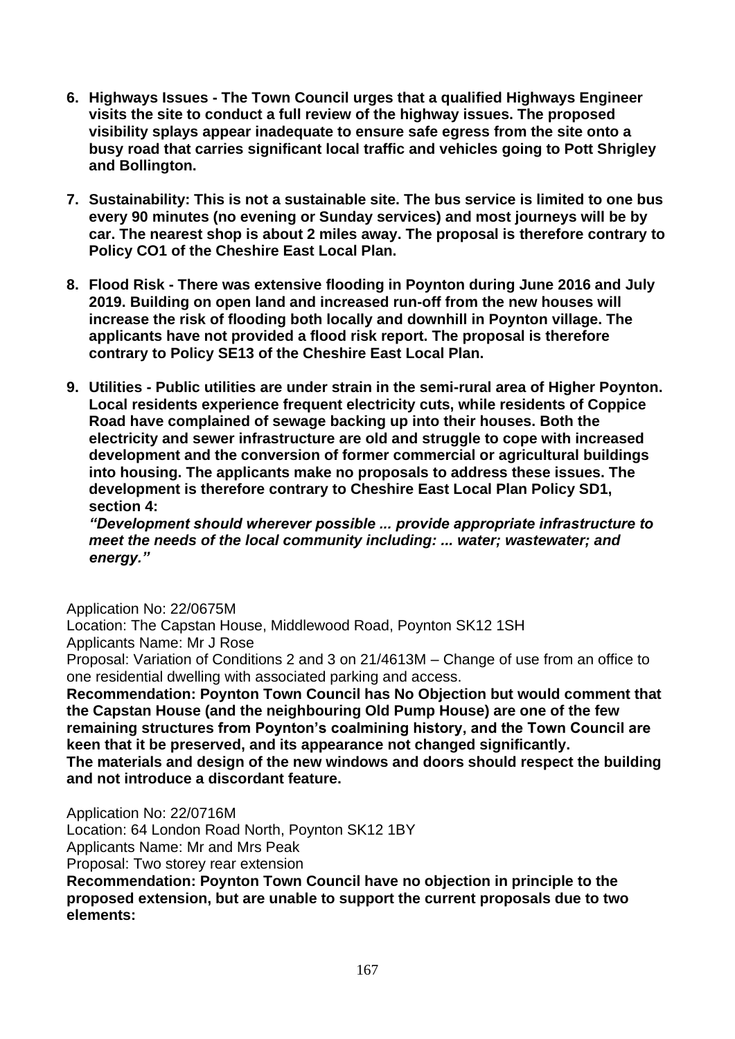6. **Highways Issues - The Town Council urges that a qualified Highways Engineer visits the site to conduct a full review of the highway issues. The proposed visibility splays appear inadequate to ensure safe egress from the site onto a busy road that carries significant local traffic and vehicles going to Pott Shrigley and Bollington.**

7. **Sustainability: This is not a sustainable site. The bus service is limited to one bus every 90 minutes (no evening or Sunday services) and most journeys will be by car. The nearest shop is about 2 miles away. The proposal is therefore contrary to Policy CO1 of the Cheshire East Local Plan.**

8. **Flood Risk - There was extensive flooding in Poynton during June 2016 and July 2019. Building on open land and increased run-off from the new houses will increase the risk of flooding both locally and downhill in Poynton village. The applicants have not provided a flood risk report. The proposal is therefore contrary to Policy SE13 of the Cheshire East Local Plan.**

9. **Utilities - Public utilities are under strain in the semi-rural area of Higher Poynton. Local residents experience frequent electricity cuts, while residents of Coppice Road have complained of sewage backing up into their houses. Both the electricity and sewer infrastructure are old and struggle to cope with increased development and the conversion of former commercial or agricultural buildings into housing. The applicants make no proposals to address these issues. The development is therefore contrary to Cheshire East Local Plan Policy SD1, section 4:**

   ***"Development should wherever possible ... provide appropriate infrastructure to meet the needs of the local community including: ... water; wastewater; and energy."***

Application No: 22/0675M
Location: The Capstan House, Middlewood Road, Poynton SK12 1SH
Applicants Name: Mr J Rose
Proposal: Variation of Conditions 2 and 3 on 21/4613M – Change of use from an office to one residential dwelling with associated parking and access.
**Recommendation: Poynton Town Council has No Objection but would comment that the Capstan House (and the neighbouring Old Pump House) are one of the few remaining structures from Poynton's coalmining history, and the Town Council are keen that it be preserved, and its appearance not changed significantly.**
**The materials and design of the new windows and doors should respect the building and not introduce a discordant feature.**

Application No: 22/0716M
Location: 64 London Road North, Poynton SK12 1BY
Applicants Name: Mr and Mrs Peak
Proposal: Two storey rear extension
**Recommendation: Poynton Town Council have no objection in principle to the proposed extension, but are unable to support the current proposals due to two elements:**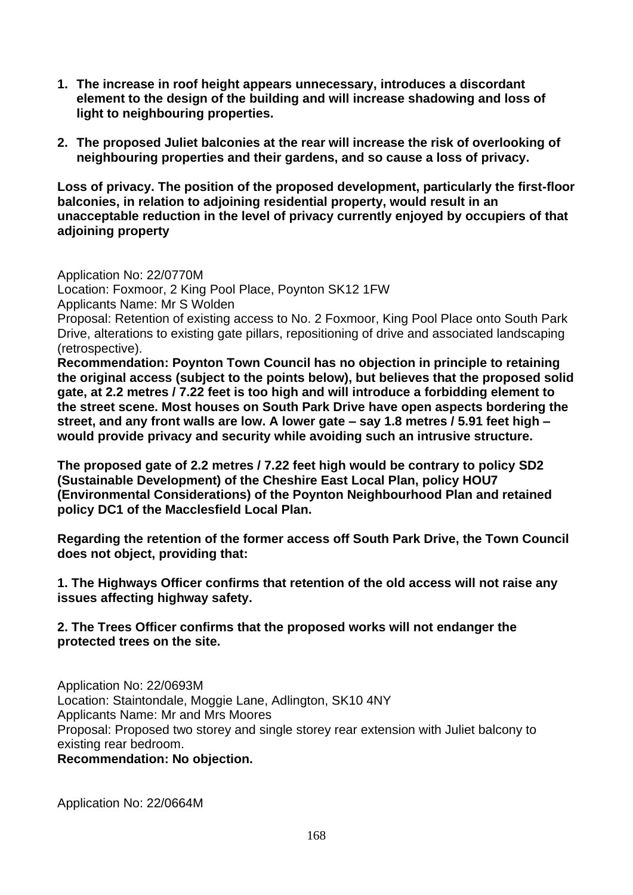1. **The increase in roof height appears unnecessary, introduces a discordant element to the design of the building and will increase shadowing and loss of light to neighbouring properties.**

2. **The proposed Juliet balconies at the rear will increase the risk of overlooking of neighbouring properties and their gardens, and so cause a loss of privacy.**

**Loss of privacy. The position of the proposed development, particularly the first-floor balconies, in relation to adjoining residential property, would result in an unacceptable reduction in the level of privacy currently enjoyed by occupiers of that adjoining property**

Application No: 22/0770M
Location: Foxmoor, 2 King Pool Place, Poynton SK12 1FW
Applicants Name: Mr S Wolden
Proposal: Retention of existing access to No. 2 Foxmoor, King Pool Place onto South Park Drive, alterations to existing gate pillars, repositioning of drive and associated landscaping (retrospective).
**Recommendation: Poynton Town Council has no objection in principle to retaining the original access (subject to the points below), but believes that the proposed solid gate, at 2.2 metres / 7.22 feet is too high and will introduce a forbidding element to the street scene. Most houses on South Park Drive have open aspects bordering the street, and any front walls are low. A lower gate – say 1.8 metres / 5.91 feet high – would provide privacy and security while avoiding such an intrusive structure.**

**The proposed gate of 2.2 metres / 7.22 feet high would be contrary to policy SD2 (Sustainable Development) of the Cheshire East Local Plan, policy HOU7 (Environmental Considerations) of the Poynton Neighbourhood Plan and retained policy DC1 of the Macclesfield Local Plan.**

**Regarding the retention of the former access off South Park Drive, the Town Council does not object, providing that:**

**1. The Highways Officer confirms that retention of the old access will not raise any issues affecting highway safety.**

**2. The Trees Officer confirms that the proposed works will not endanger the protected trees on the site.**

Application No: 22/0693M
Location: Staintondale, Moggie Lane, Adlington, SK10 4NY
Applicants Name: Mr and Mrs Moores
Proposal: Proposed two storey and single storey rear extension with Juliet balcony to existing rear bedroom.
**Recommendation: No objection.**

Application No: 22/0664M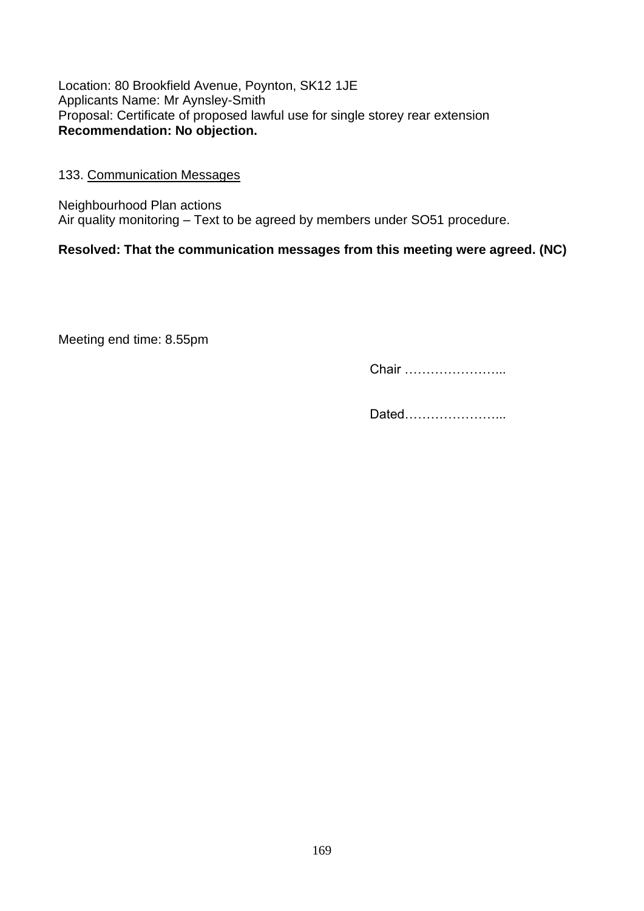Location: 80 Brookfield Avenue, Poynton, SK12 1JE
Applicants Name: Mr Aynsley-Smith
Proposal: Certificate of proposed lawful use for single storey rear extension
**Recommendation: No objection.**

133. Communication Messages

Neighbourhood Plan actions
Air quality monitoring – Text to be agreed by members under SO51 procedure.

**Resolved: That the communication messages from this meeting were agreed. (NC)**

Meeting end time: 8.55pm

Chair …………………...

Dated…………………...